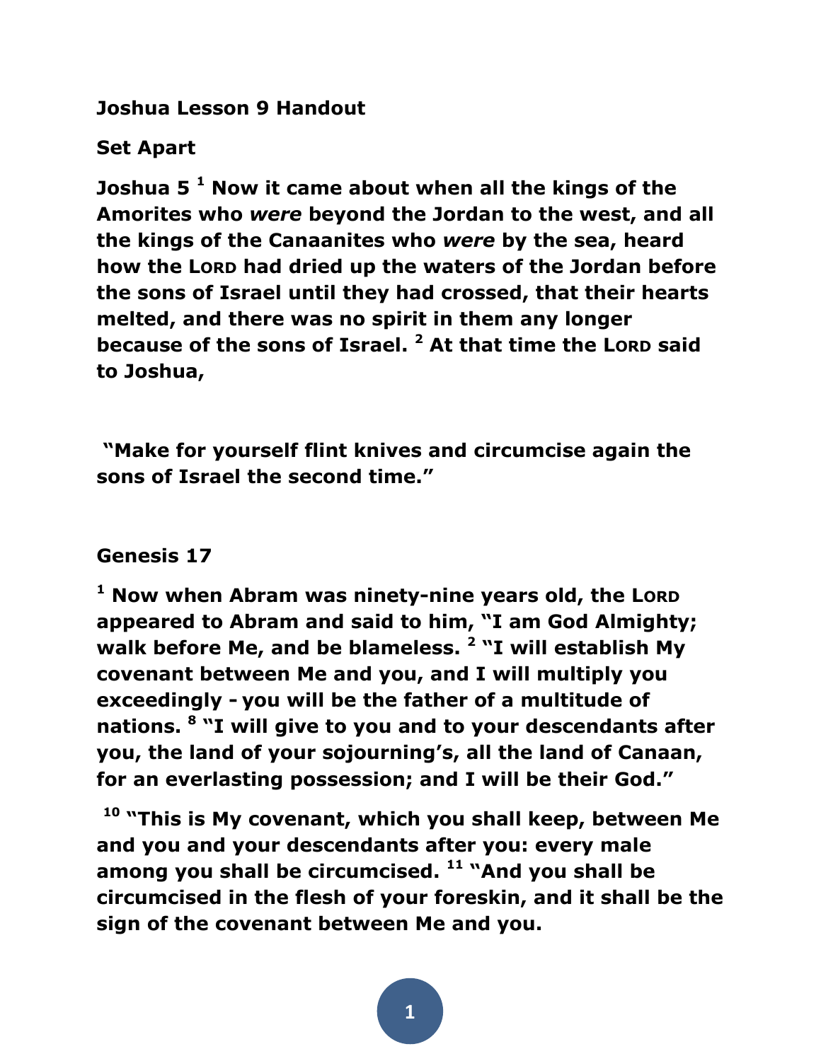**Joshua Lesson 9 Handout**

**Set Apart**

**Joshua 5 [1] Now it came about when all the kings of the Amorites who *were* beyond the Jordan to the west, and all the kings of the Canaanites who *were* by the sea, heard how the LORD had dried up the waters of the Jordan before the sons of Israel until they had crossed, that their hearts melted, and there was no spirit in them any longer because of the sons of Israel. [2] At that time the LORD said to Joshua,**

**"Make for yourself flint knives and circumcise again the sons of Israel the second time."**

**Genesis 17**

**[1] Now when Abram was ninety-nine years old, the LORD appeared to Abram and said to him, "I am God Almighty; walk before Me, and be blameless. [2] "I will establish My covenant between Me and you, and I will multiply you exceedingly - you will be the father of a multitude of nations. [8] "I will give to you and to your descendants after you, the land of your sojourning's, all the land of Canaan, for an everlasting possession; and I will be their God."**

**[10] "This is My covenant, which you shall keep, between Me and you and your descendants after you: every male among you shall be circumcised. [11] "And you shall be circumcised in the flesh of your foreskin, and it shall be the sign of the covenant between Me and you.**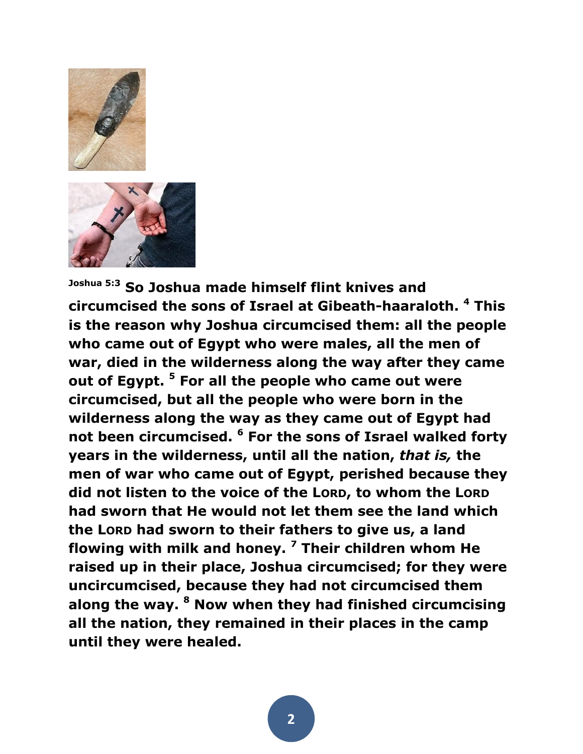[Joshua 5:3] **So Joshua made himself flint knives and circumcised the sons of Israel at Gibeath-haaraloth. [4] This is the reason why Joshua circumcised them: all the people who came out of Egypt who were males, all the men of war, died in the wilderness along the way after they came out of Egypt. [5] For all the people who came out were circumcised, but all the people who were born in the wilderness along the way as they came out of Egypt had not been circumcised. [6] For the sons of Israel walked forty years in the wilderness, until all the nation, *that is,* the men of war who came out of Egypt, perished because they did not listen to the voice of the LORD, to whom the LORD had sworn that He would not let them see the land which the LORD had sworn to their fathers to give us, a land flowing with milk and honey. [7] Their children whom He raised up in their place, Joshua circumcised; for they were uncircumcised, because they had not circumcised them along the way. [8] Now when they had finished circumcising all the nation, they remained in their places in the camp until they were healed.**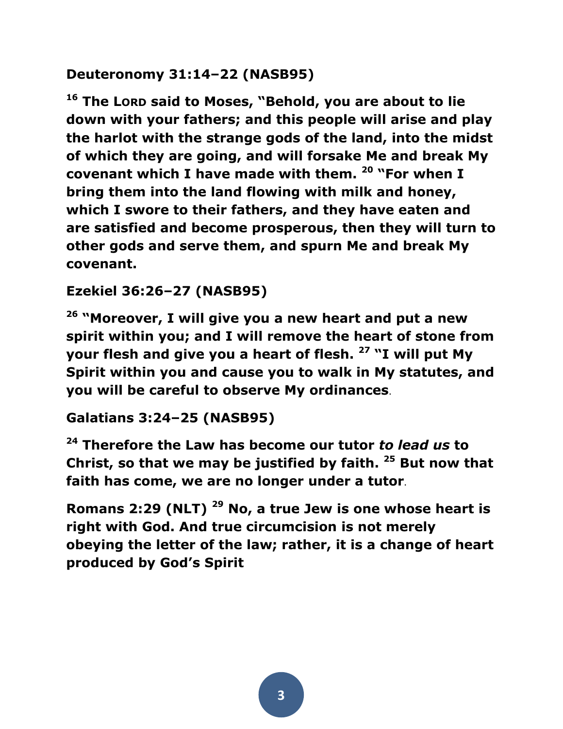**Deuteronomy 31:14–22 (NASB95)**

**[16] The LORD said to Moses, "Behold, you are about to lie down with your fathers; and this people will arise and play the harlot with the strange gods of the land, into the midst of which they are going, and will forsake Me and break My covenant which I have made with them. [20] "For when I bring them into the land flowing with milk and honey, which I swore to their fathers, and they have eaten and are satisfied and become prosperous, then they will turn to other gods and serve them, and spurn Me and break My covenant.**

**Ezekiel 36:26–27 (NASB95)**

**[26] "Moreover, I will give you a new heart and put a new spirit within you; and I will remove the heart of stone from your flesh and give you a heart of flesh. [27] "I will put My Spirit within you and cause you to walk in My statutes, and you will be careful to observe My ordinances**.

**Galatians 3:24–25 (NASB95)**

**[24] Therefore the Law has become our tutor *to lead us* to Christ, so that we may be justified by faith. [25] But now that faith has come, we are no longer under a tutor**.

**Romans 2:29 (NLT) [29] No, a true Jew is one whose heart is right with God. And true circumcision is not merely obeying the letter of the law; rather, it is a change of heart produced by God's Spirit**